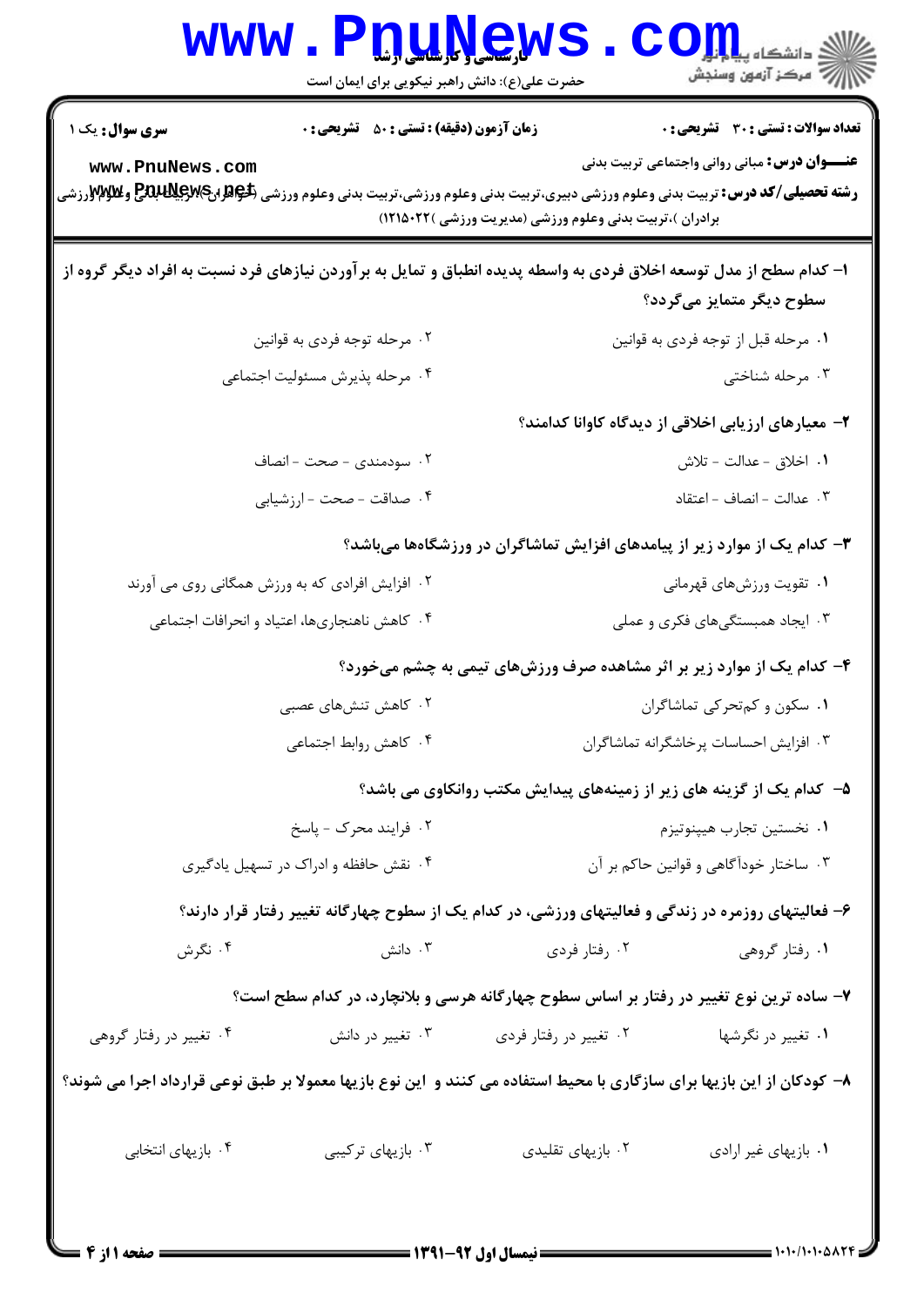**سری سوال:** یک ۱

**زمان آزمون (دقیقه) : تستی : ۵۰ تشریحی : ۰**

**تعداد سوالات : تستی : ۳۰ تشریحی : ۰**

**عنـــوان درس:** مبانی روانی واجتماعی تربیت بدنی

**رشته تحصیلی/کد درس:** تربیت بدنی وعلوم ورزشی دبیری،تربیت بدنی وعلوم ورزشی،تربیت بدنی وعلوم ورزشی (خواهران)،تربیت بدنی وعلوم ورزشی برادران )،تربیت بدنی وعلوم ورزشی (مدیریت ورزشی )۱۲۱۵۰۲۲)

۱- کدام سطح از مدل توسعه اخلاق فردی به واسطه پدیده انطباق و تمایل به برآوردن نیازهای فرد نسبت به افراد دیگر گروه از سطوح دیگر متمایز می‌گردد؟

۱. مرحله قبل از توجه فردی به قوانین
۲. مرحله توجه فردی به قوانین
۳. مرحله شناختی
۴. مرحله پذیرش مسئولیت اجتماعی

۲- معیارهای ارزیابی اخلاقی از دیدگاه کاوانا کدامند؟

۱. اخلاق - عدالت - تلاش
۲. سودمندی - صحت - انصاف
۳. عدالت - انصاف - اعتقاد
۴. صداقت - صحت - ارزشیابی

۳- کدام یک از موارد زیر از پیامدهای افزایش تماشاگران در ورزشگاه‌ها می‌باشد؟

۱. تقویت ورزش‌های قهرمانی
۲. افزایش افرادی که به ورزش همگانی روی می آورند
۳. ایجاد همبستگی‌های فکری و عملی
۴. کاهش ناهنجاری‌ها، اعتیاد و انحرافات اجتماعی

۴- کدام یک از موارد زیر بر اثر مشاهده صرف ورزش‌های تیمی به چشم می‌خورد؟

۱. سکون و کم‌تحرکی تماشاگران
۲. کاهش تنش‌های عصبی
۳. افزایش احساسات پرخاشگرانه تماشاگران
۴. کاهش روابط اجتماعی

۵- کدام یک از گزینه های زیر از زمینه‌های پیدایش مکتب روانکاوی می باشد؟

۱. نخستین تجارب هیپنوتیزم
۲. فرایند محرک - پاسخ
۳. ساختار خودآگاهی و قوانین حاکم بر آن
۴. نقش حافظه و ادراک در تسهیل یادگیری

۶- فعالیتهای روزمره در زندگی و فعالیتهای ورزشی، در کدام یک از سطوح چهارگانه تغییر رفتار قرار دارند؟

۱. رفتار گروهی
۲. رفتار فردی
۳. دانش
۴. نگرش

۷- ساده ترین نوع تغییر در رفتار بر اساس سطوح چهارگانه هرسی و بلانچارد، در کدام سطح است؟

۱. تغییر در نگرشها
۲. تغییر در رفتار فردی
۳. تغییر در دانش
۴. تغییر در رفتار گروهی

۸- کودکان از این بازیها برای سازگاری با محیط استفاده می کنند و این نوع بازیها معمولا بر طبق نوعی قرارداد اجرا می شوند؟

۱. بازیهای غیر ارادی
۲. بازیهای تقلیدی
۳. بازیهای ترکیبی
۴. بازیهای انتخابی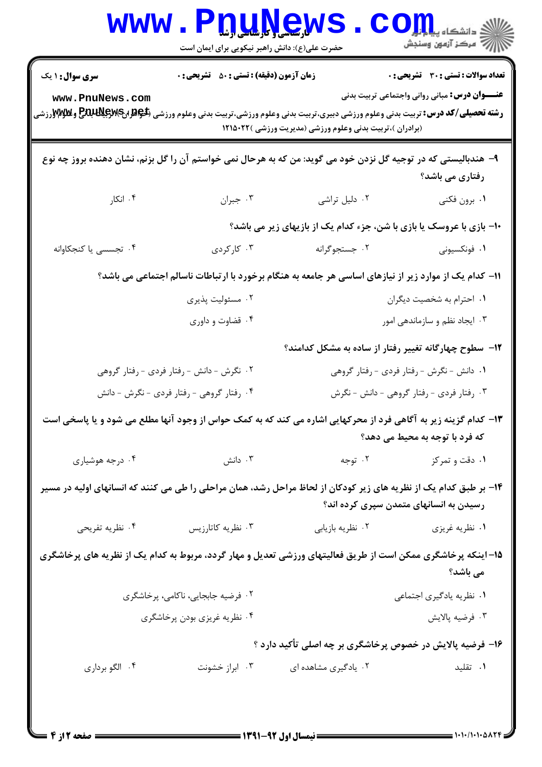**سری سوال:** ۱ یک | **زمان آزمون (دقیقه) : تستی :** ۵۰ **تشریحی :** ۰ | **تعداد سوالات : تستی :** ۳۰ **تشریحی :** ۰

**عنـــوان درس:** مبانی روانی واجتماعی تربیت بدنی

**رشته تحصیلی/کد درس:** تربیت بدنی وعلوم ورزشی دبیری،تربیت بدنی وعلوم ورزشی،تربیت بدنی وعلوم ورزشی (خواهران)،تربیت بدنی وعلوم ورزشی (برادران )،تربیت بدنی وعلوم ورزشی (مدیریت ورزشی )۱۲۱۵۰۲۲

۹- هندبالیستی که در توجیه گل نزدن خود می گوید: من که به هرحال نمی خواستم آن را گل بزنم، نشان دهنده بروز چه نوع رفتاری می باشد؟

۱. برون فکنی
۲. دلیل تراشی
۳. جبران
۴. انکار

۱۰- بازی با عروسک یا بازی با شن، جزء کدام یک از بازیهای زیر می باشد؟

۱. فونکسیونی
۲. جستجوگرانه
۳. کارکردی
۴. تجسسی یا کنجکاوانه

۱۱- کدام یک از موارد زیر از نیازهای اساسی هر جامعه به هنگام برخورد با ارتباطات ناسالم اجتماعی می باشد؟

۱. احترام به شخصیت دیگران
۲. مسئولیت پذیری
۳. ایجاد نظم و سازماندهی امور
۴. قضاوت و داوری

۱۲- سطوح چهارگانه تغییر رفتار از ساده به مشکل کدامند؟

۱. دانش - نگرش - رفتار فردی - رفتار گروهی
۲. نگرش - دانش - رفتار فردی - رفتار گروهی
۳. رفتار فردی - رفتار گروهی - دانش - نگرش
۴. رفتار گروهی - رفتار فردی - نگرش - دانش

۱۳- کدام گزینه زیر به آگاهی فرد از محرکهایی اشاره می کند که به کمک حواس از وجود آنها مطلع می شود و یا پاسخی است که فرد با توجه به محیط می دهد؟

۱. دقت و تمرکز
۲. توجه
۳. دانش
۴. درجه هوشیاری

۱۴- بر طبق کدام یک از نظریه های زیر کودکان از لحاظ مراحل رشد، همان مراحلی را طی می کنند که انسانهای اولیه در مسیر رسیدن به انسانهای متمدن سپری کرده اند؟

۱. نظریه غریزی
۲. نظریه بازیابی
۳. نظریه کاتارزیس
۴. نظریه تفریحی

۱۵- اینکه پرخاشگری ممکن است از طریق فعالیتهای ورزشی تعدیل و مهار گردد، مربوط به کدام یک از نظریه های پرخاشگری می باشد؟

۱. نظریه یادگیری اجتماعی
۲. فرضیه جابجایی، ناکامی، پرخاشگری
۳. فرضیه پالایش
۴. نظریه غریزی بودن پرخاشگری

۱۶- فرضیه پالایش در خصوص پرخاشگری بر چه اصلی تأکید دارد ؟

۱. تقلید
۲. یادگیری مشاهده ای
۳. ابراز خشونت
۴. الگو برداری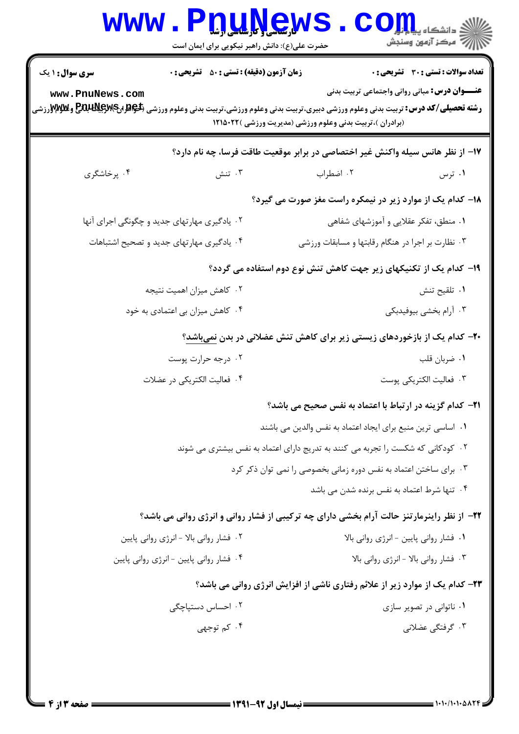**سری سوال:** ۱ یک

**زمان آزمون (دقیقه) : تستی :** ۵۰ **تشریحی :** ۰

**تعداد سوالات : تستی :** ۳۰ **تشریحی :** ۰

**عنـــوان درس:** مبانی روانی واجتماعی تربیت بدنی

**رشته تحصیلی/کد درس:** تربیت بدنی وعلوم ورزشی دبیری،تربیت بدنی وعلوم ورزشی،تربیت بدنی وعلوم ورزشی (خواهران)،تربیت بدنی وعلوم ورزشی (برادران )،تربیت بدنی وعلوم ورزشی (مدیریت ورزشی )۱۲۱۵۰۲۲

۱۷- از نظر هانس سیله واکنش غیر اختصاصی در برابر موقعیت طاقت فرسا، چه نام دارد؟

۱. ترس
۲. اضطراب
۳. تنش
۴. پرخاشگری

۱۸- کدام یک از موارد زیر در نیمکره راست مغز صورت می گیرد؟

۱. منطق، تفکر عقلایی و آموزشهای شفاهی
۲. یادگیری مهارتهای جدید و چگونگی اجرای آنها
۳. نظارت بر اجرا در هنگام رقابتها و مسابقات ورزشی
۴. یادگیری مهارتهای جدید و تصحیح اشتباهات

۱۹- کدام یک از تکنیکهای زیر جهت کاهش تنش نوع دوم استفاده می گردد؟

۱. تلقیح تنش
۲. کاهش میزان اهمیت نتیجه
۳. آرام بخشی بیوفیدبکی
۴. کاهش میزان بی اعتمادی به خود

۲۰- کدام یک از بازخوردهای زیستی زیر برای کاهش تنش عضلانی در بدن نمی‌باشد؟

۱. ضربان قلب
۲. درجه حرارت پوست
۳. فعالیت الکتریکی پوست
۴. فعالیت الکتریکی در عضلات

۲۱- کدام گزینه در ارتباط با اعتماد به نفس صحیح می باشد؟

۱. اساسی ترین منبع برای ایجاد اعتماد به نفس والدین می باشند
۲. کودکانی که شکست را تجربه می کنند به تدریج دارای اعتماد به نفس بیشتری می شوند
۳. برای ساختن اعتماد به نفس دوره زمانی بخصوصی را نمی توان ذکر کرد
۴. تنها شرط اعتماد به نفس برنده شدن می باشد

۲۲- از نظر راینرمارتنز حالت آرام بخشی دارای چه ترکیبی از فشار روانی و انرژی روانی می باشد؟

۱. فشار روانی پایین - انرژی روانی بالا
۲. فشار روانی بالا - انرژی روانی پایین
۳. فشار روانی بالا - انرژی روانی بالا
۴. فشار روانی پایین - انرژی روانی پایین

۲۳- کدام یک از موارد زیر از علائم رفتاری ناشی از افزایش انرژی روانی می باشد؟

۱. ناتوانی در تصویر سازی
۲. احساس دستپاچگی
۳. گرفتگی عضلانی
۴. کم توجهی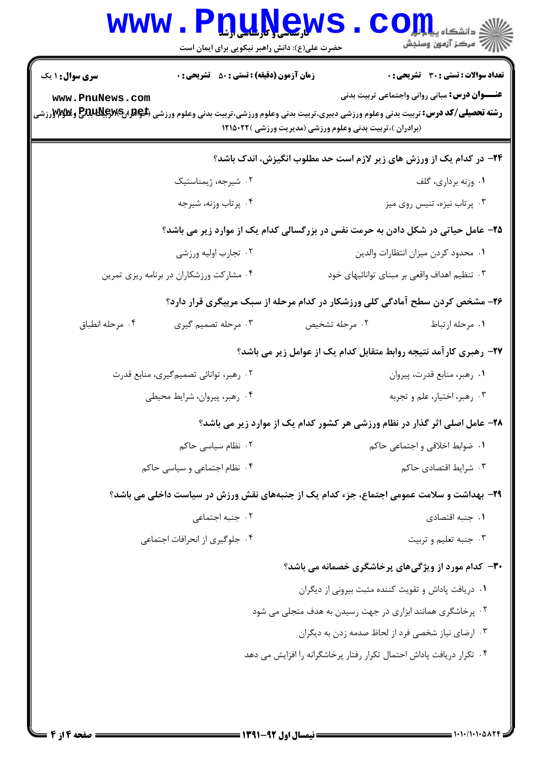**تعداد سوالات : تستی : ۳۰ تشریحی : ۰** | **زمان آزمون (دقیقه) : تستی : ۵۰ تشریحی : ۰** | **سری سوال : ۱ یک**

**عنـــوان درس:** مبانی روانی واجتماعی تربیت بدنی

**رشته تحصیلی/کد درس:** تربیت بدنی وعلوم ورزشی دبیری،تربیت بدنی وعلوم ورزشی،تربیت بدنی وعلوم ورزشی (خواهران)،تربیت بدنی وعلوم ورزشی (برادران )،تربیت بدنی وعلوم ورزشی (مدیریت ورزشی )۱۲۱۵۰۲۲

**۲۴- در کدام یک از ورزش های زیر لازم است حد مطلوب انگیزش، اندک باشد؟**

۱. وزنه برداری، گلف

۲. شیرجه، ژیمناستیک

۳. پرتاب نیزه، تنیس روی میز

۴. پرتاب وزنه، شیرجه

**۲۵- عامل حیاتی در شکل دادن به حرمت نفس در بزرگسالی کدام یک از موارد زیر می باشد؟**

۱. محدود کردن میزان انتظارات والدین

۲. تجارب اولیه ورزشی

۳. تنظیم اهداف واقعی بر مبنای توانائیهای خود

۴. مشارکت ورزشکاران در برنامه ریزی تمرین

**۲۶- مشخص کردن سطح آمادگی کلی ورزشکار در کدام مرحله از سبک مربیگری قرار دارد؟**

۱. مرحله ارتباط

۲. مرحله تشخیص

۳. مرحله تصمیم گیری

۴. مرحله انطباق

**۲۷- رهبری کارآمد نتیجه روابط متقابل کدام یک از عوامل زیر می باشد؟**

۱. رهبر، منابع قدرت، پیروان

۲. رهبر، توانائی تصمیم‌گیری، منابع قدرت

۳. رهبر، اختیار، علم و تجربه

۴. رهبر، پیروان، شرایط محیطی

**۲۸- عامل اصلی اثر گذار در نظام ورزشی هر کشور کدام یک از موارد زیر می باشد؟**

۱. ضوابط اخلاقی و اجتماعی حاکم

۲. نظام سیاسی حاکم

۳. شرایط اقتصادی حاکم

۴. نظام اجتماعی و سیاسی حاکم

**۲۹- بهداشت و سلامت عمومی اجتماع، جزء کدام یک از جنبه‌های نقش ورزش در سیاست داخلی می باشد؟**

۱. جنبه اقتصادی

۲. جنبه اجتماعی

۳. جنبه تعلیم و تربیت

۴. جلوگیری از انحرافات اجتماعی

**۳۰- کدام مورد از ویژگی‌های پرخاشگری خصمانه می باشد؟**

۱. دریافت پاداش و تقویت کننده مثبت بیرونی از دیگران

۲. پرخاشگری همانند ابزاری در جهت رسیدن به هدف متجلی می شود

۳. ارضای نیاز شخصی فرد از لحاظ صدمه زدن به دیگران

۴. تکرار دریافت پاداش احتمال تکرار رفتار پرخاشگرانه را افزایش می دهد